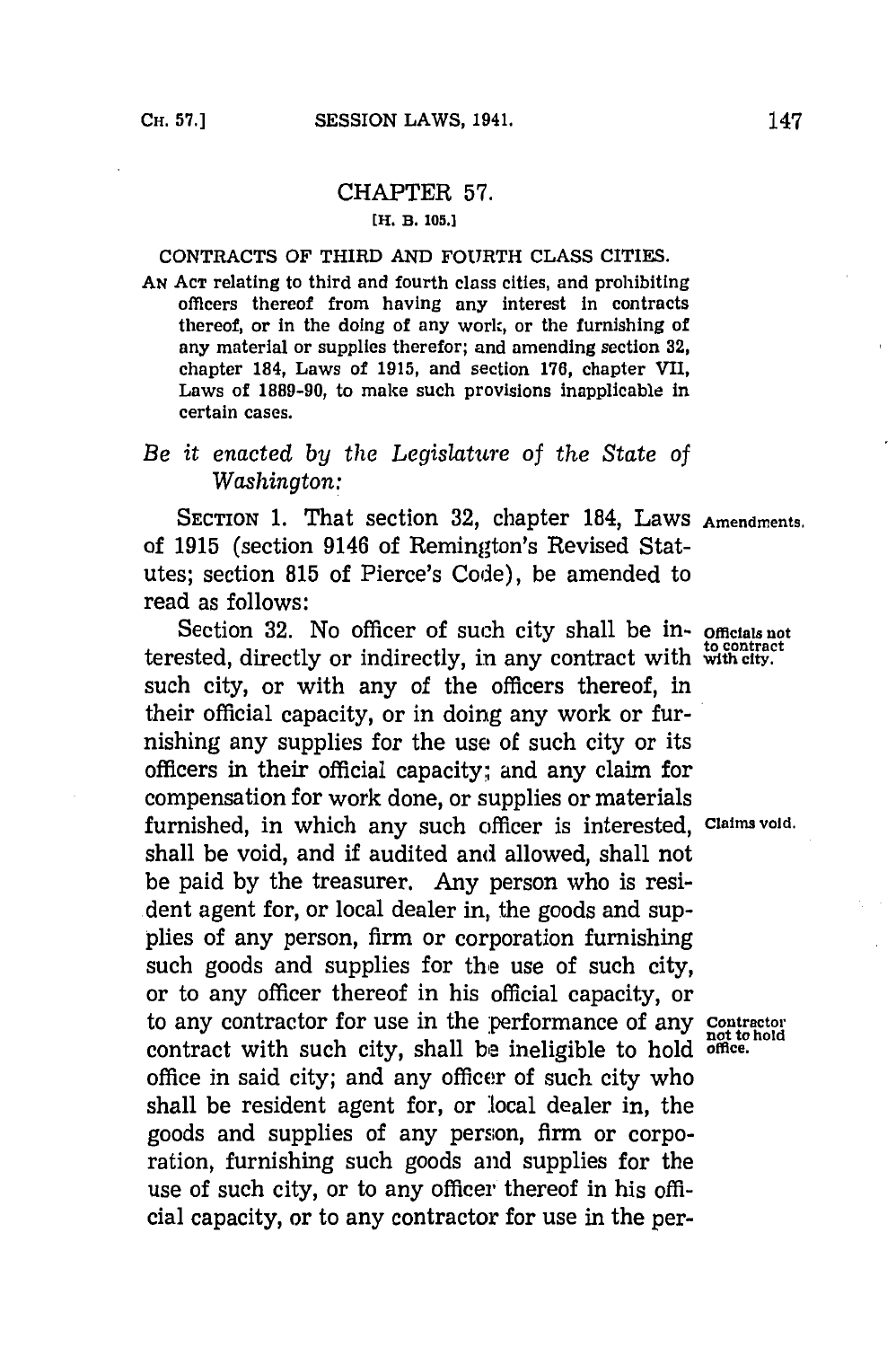# CHAPTER 57.

[H. B. 105.]

## CONTRACTS OF THIRD AND FOURTH CLASS CITIES.

AN ACT relating to third and fourth class cities, and prohibiting officers thereof from having any interest in contracts thereof, or in the doing of any work, or the furnishing of any material or supplies therefor; and amending section 32, chapter 184, Laws of 1915, and section 176, chapter VII, Laws of 1889-90, to make such provisions inapplicable in certain cases.

*Be it enacted by the Legislature of the State of Washington:*

SECTION 1. That section 32, chapter 184, Laws of 1915 (section 9146 of Remington's Revised Statutes; section 815 of Pierce's Code), be amended to read as follows:

Amendments.

Section 32. No officer of such city shall be interested, directly or indirectly, in any contract with such city, or with any of the officers thereof, in their official capacity, or in doing any work or furnishing any supplies for the use of such city or its officers in their official capacity; and any claim for compensation for work done, or supplies or materials furnished, in which any such officer is interested, shall be void, and if audited and allowed, shall not be paid by the treasurer. Any person who is resident agent for, or local dealer in, the goods and supplies of any person, firm or corporation furnishing such goods and supplies for the use of such city, or to any officer thereof in his official capacity, or to any contractor for use in the performance of any contract with such city, shall be ineligible to hold office in said city; and any officer of such city who shall be resident agent for, or local dealer in, the goods and supplies of any person, firm or corporation, furnishing such goods and supplies for the use of such city, or to any officer thereof in his official capacity, or to any contractor for use in the per-

Officials not to contract with city.

Claims void.

Contractor not to hold office.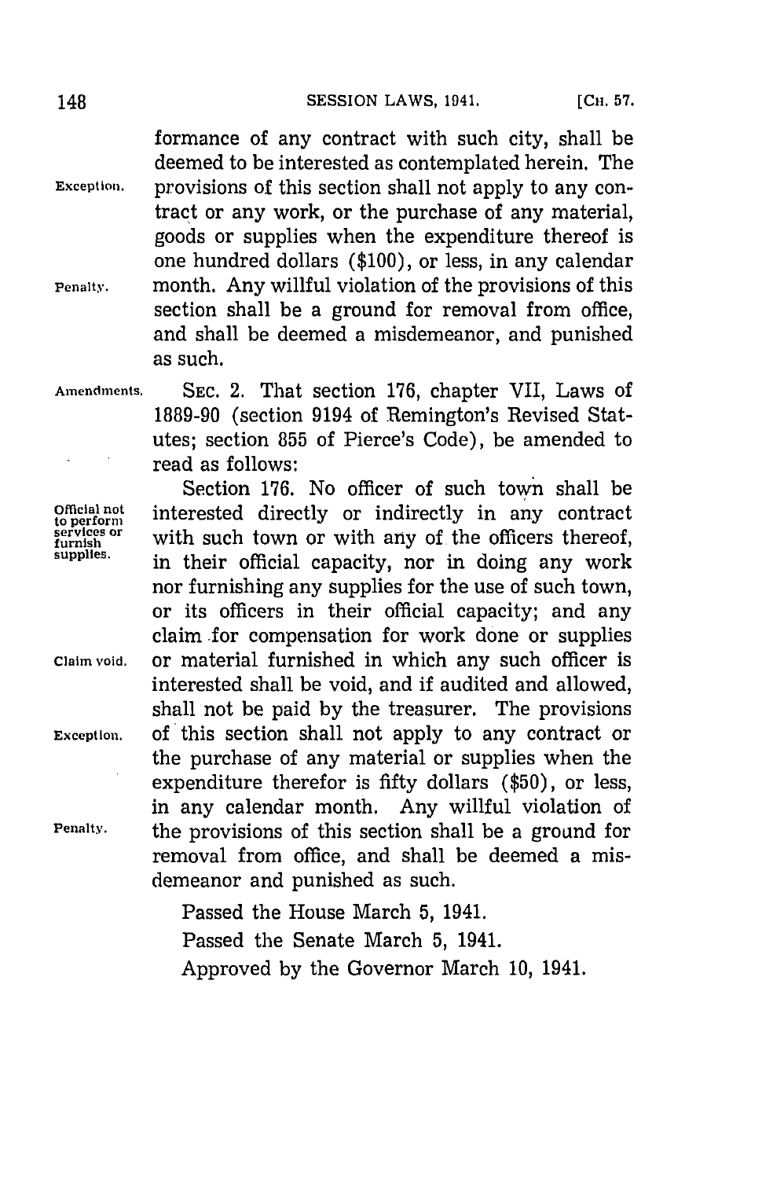formance of any contract with such city, shall be deemed to be interested as contemplated herein. The provisions of this section shall not apply to any contract or any work, or the purchase of any material, goods or supplies when the expenditure thereof is one hundred dollars ($100), or less, in any calendar month. Any willful violation of the provisions of this section shall be a ground for removal from office, and shall be deemed a misdemeanor, and punished as such.

SEC. 2. That section 176, chapter VII, Laws of 1889-90 (section 9194 of Remington's Revised Statutes; section 855 of Pierce's Code), be amended to read as follows:

Section 176. No officer of such town shall be interested directly or indirectly in any contract with such town or with any of the officers thereof, in their official capacity, nor in doing any work nor furnishing any supplies for the use of such town, or its officers in their official capacity; and any claim for compensation for work done or supplies or material furnished in which any such officer is interested shall be void, and if audited and allowed, shall not be paid by the treasurer. The provisions of this section shall not apply to any contract or the purchase of any material or supplies when the expenditure therefor is fifty dollars ($50), or less, in any calendar month. Any willful violation of the provisions of this section shall be a ground for removal from office, and shall be deemed a misdemeanor and punished as such.

Passed the House March 5, 1941.

Passed the Senate March 5, 1941.

Approved by the Governor March 10, 1941.